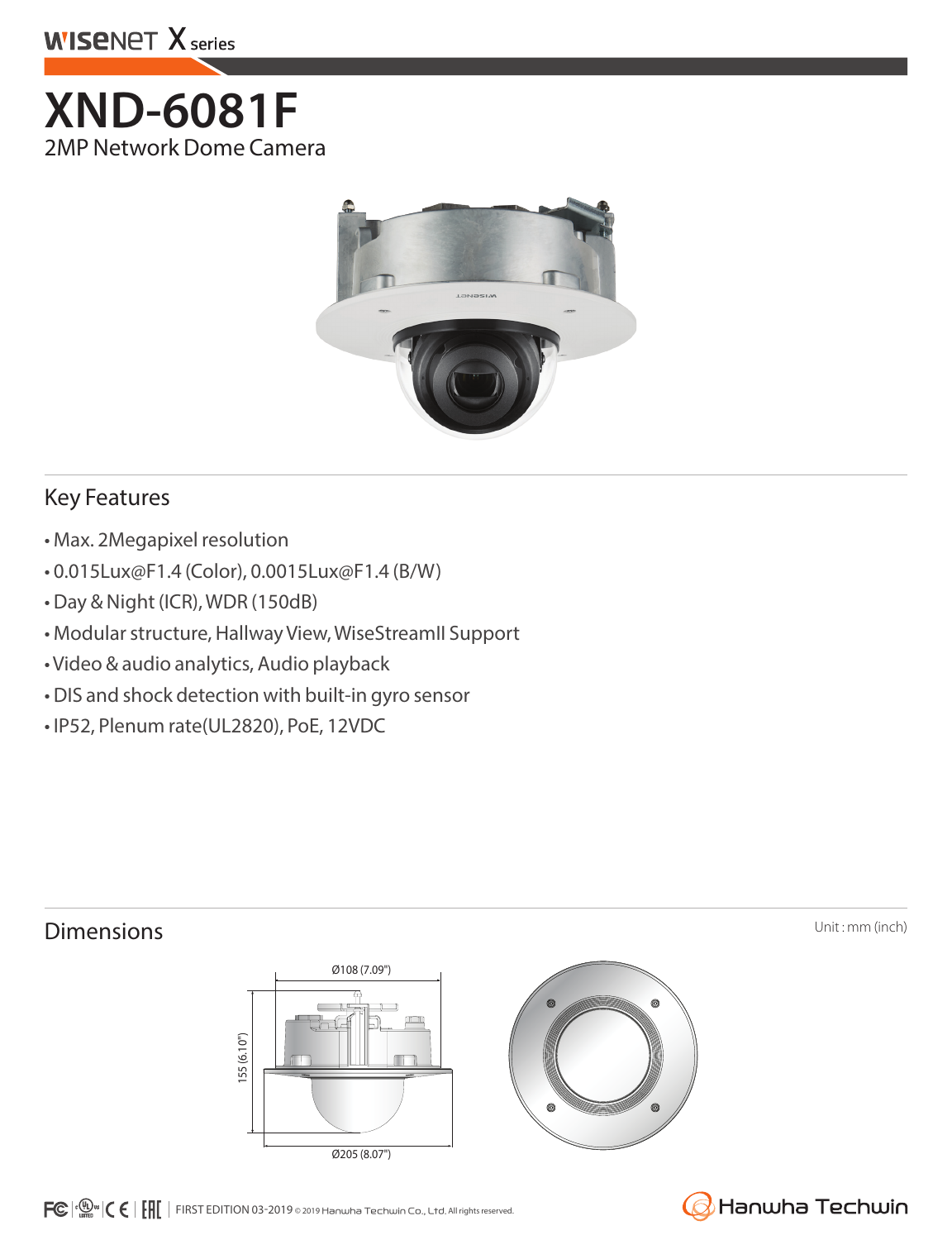# XND-6081F

2MP Network Dome Camera

## Key Features

- Max. 2Megapixel resolution
- 0.015Lux@F1.4 (Color), 0.0015Lux@F1.4 (B/W)
- Day & Night (ICR), WDR (150dB)
- Modular structure, Hallway View, WiseStreamII Support
- Video & audio analytics, Audio playback
- DIS and shock detection with built-in gyro sensor
- IP52, Plenum rate(UL2820), PoE, 12VDC

## Dimensions

Unit : mm (inch)

Ø108 (7.09")

155 (6.10")

Ø205 (8.07")

FIRST EDITION 03-2019 © 2019 Hanwha Techwin Co., Ltd. All rights reserved.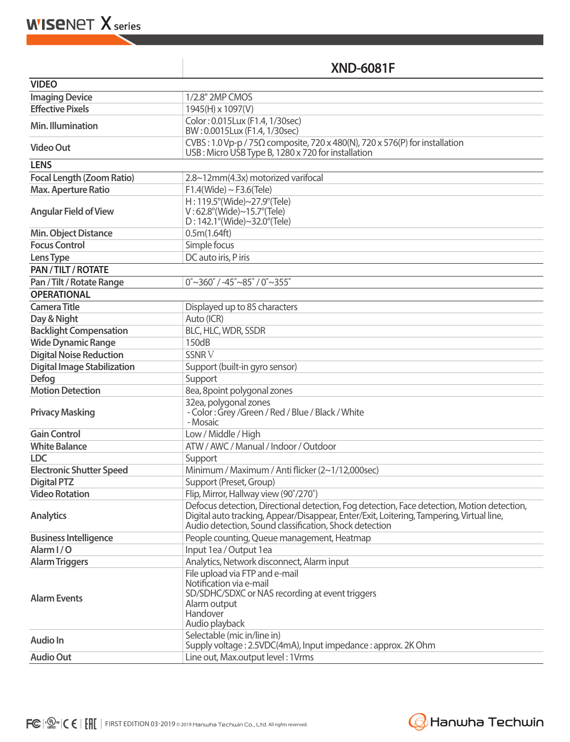| | XND-6081F |
|---|---|
| **VIDEO** | |
| Imaging Device | 1/2.8" 2MP CMOS |
| Effective Pixels | 1945(H) x 1097(V) |
| Min. Illumination | Color : 0.015Lux (F1.4, 1/30sec)<br>BW : 0.0015Lux (F1.4, 1/30sec) |
| Video Out | CVBS : 1.0 Vp-p / 75Ω composite, 720 x 480(N), 720 x 576(P) for installation<br>USB : Micro USB Type B, 1280 x 720 for installation |
| **LENS** | |
| Focal Length (Zoom Ratio) | 2.8~12mm(4.3x) motorized varifocal |
| Max. Aperture Ratio | F1.4(Wide) ~ F3.6(Tele) |
| Angular Field of View | H : 119.5°(Wide)~27.9°(Tele)<br>V : 62.8°(Wide)~15.7°(Tele)<br>D : 142.1°(Wide)~32.0°(Tele) |
| Min. Object Distance | 0.5m(1.64ft) |
| Focus Control | Simple focus |
| Lens Type | DC auto iris, P iris |
| **PAN / TILT / ROTATE** | |
| Pan / Tilt / Rotate Range | 0˚~360˚ / -45˚~85˚ / 0˚~355˚ |
| **OPERATIONAL** | |
| Camera Title | Displayed up to 85 characters |
| Day & Night | Auto (ICR) |
| Backlight Compensation | BLC, HLC, WDR, SSDR |
| Wide Dynamic Range | 150dB |
| Digital Noise Reduction | SSNR V |
| Digital Image Stabilization | Support (built-in gyro sensor) |
| Defog | Support |
| Motion Detection | 8ea, 8point polygonal zones |
| Privacy Masking | 32ea, polygonal zones<br>- Color : Grey /Green / Red / Blue / Black / White<br>- Mosaic |
| Gain Control | Low / Middle / High |
| White Balance | ATW / AWC / Manual / Indoor / Outdoor |
| LDC | Support |
| Electronic Shutter Speed | Minimum / Maximum / Anti flicker (2~1/12,000sec) |
| Digital PTZ | Support (Preset, Group) |
| Video Rotation | Flip, Mirror, Hallway view (90˚/270˚) |
| Analytics | Defocus detection, Directional detection, Fog detection, Face detection, Motion detection, Digital auto tracking, Appear/Disappear, Enter/Exit, Loitering, Tampering, Virtual line, Audio detection, Sound classification, Shock detection |
| Business Intelligence | People counting, Queue management, Heatmap |
| Alarm I / O | Input 1ea / Output 1ea |
| Alarm Triggers | Analytics, Network disconnect, Alarm input |
| Alarm Events | File upload via FTP and e-mail<br>Notification via e-mail<br>SD/SDHC/SDXC or NAS recording at event triggers<br>Alarm output<br>Handover<br>Audio playback |
| Audio In | Selectable (mic in/line in)<br>Supply voltage : 2.5VDC(4mA), Input impedance : approx. 2K Ohm |
| Audio Out | Line out, Max.output level : 1Vrms |

FIRST EDITION 03-2019 © 2019 Hanwha Techwin Co., Ltd. All rights reserved.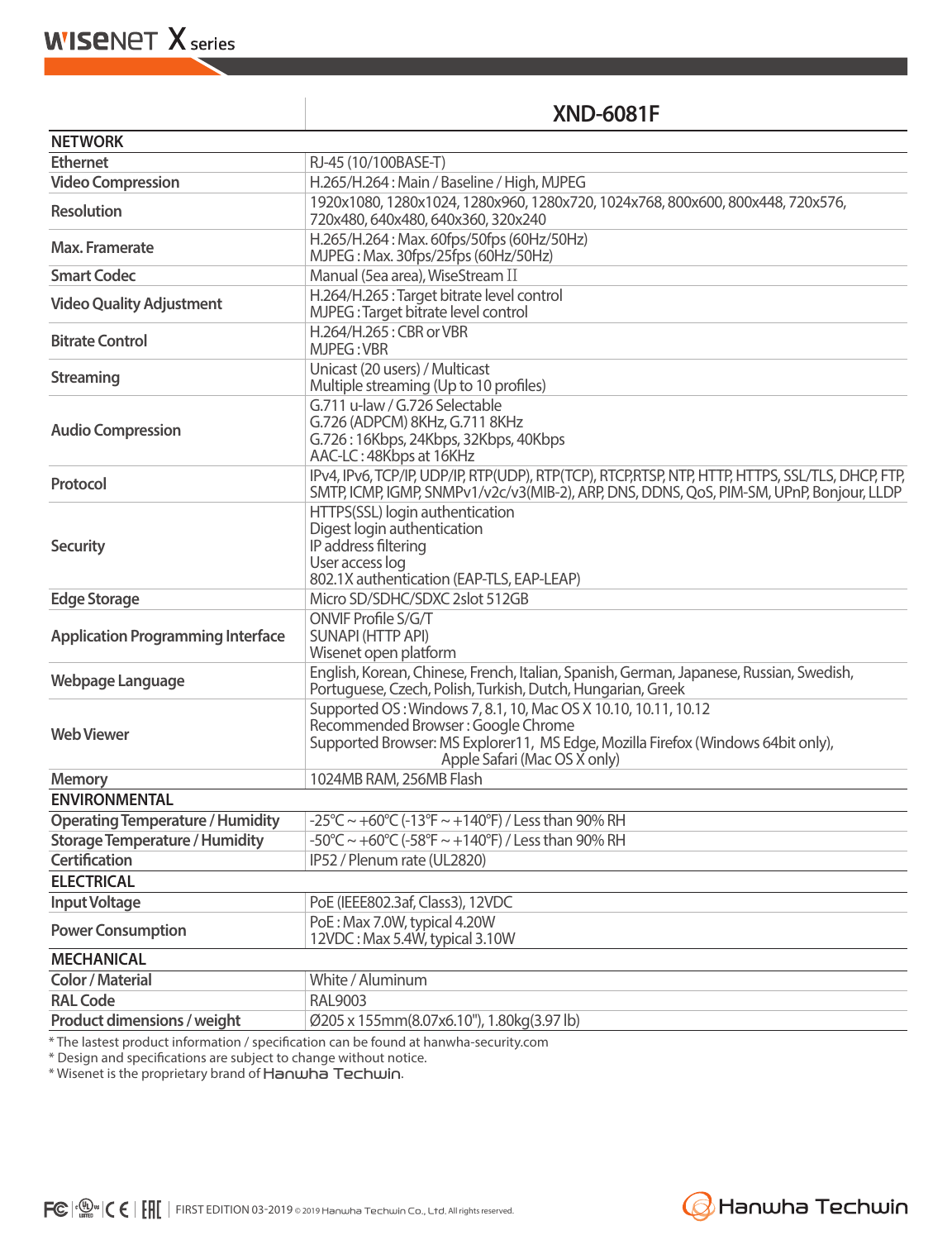| | XND-6081F |
|---|---|
| **NETWORK** | |
| Ethernet | RJ-45 (10/100BASE-T) |
| Video Compression | H.265/H.264 : Main / Baseline / High, MJPEG |
| Resolution | 1920x1080, 1280x1024, 1280x960, 1280x720, 1024x768, 800x600, 800x448, 720x576, 720x480, 640x480, 640x360, 320x240 |
| Max. Framerate | H.265/H.264 : Max. 60fps/50fps (60Hz/50Hz)<br>MJPEG : Max. 30fps/25fps (60Hz/50Hz) |
| Smart Codec | Manual (5ea area), WiseStream II |
| Video Quality Adjustment | H.264/H.265 : Target bitrate level control<br>MJPEG : Target bitrate level control |
| Bitrate Control | H.264/H.265 : CBR or VBR<br>MJPEG : VBR |
| Streaming | Unicast (20 users) / Multicast<br>Multiple streaming (Up to 10 profiles) |
| Audio Compression | G.711 u-law / G.726 Selectable<br>G.726 (ADPCM) 8KHz, G.711 8KHz<br>G.726 : 16Kbps, 24Kbps, 32Kbps, 40Kbps<br>AAC-LC : 48Kbps at 16KHz |
| Protocol | IPv4, IPv6, TCP/IP, UDP/IP, RTP(UDP), RTP(TCP), RTCP,RTSP, NTP, HTTP, HTTPS, SSL/TLS, DHCP, FTP, SMTP, ICMP, IGMP, SNMPv1/v2c/v3(MIB-2), ARP, DNS, DDNS, QoS, PIM-SM, UPnP, Bonjour, LLDP |
| Security | HTTPS(SSL) login authentication<br>Digest login authentication<br>IP address filtering<br>User access log<br>802.1X authentication (EAP-TLS, EAP-LEAP) |
| Edge Storage | Micro SD/SDHC/SDXC 2slot 512GB |
| Application Programming Interface | ONVIF Profile S/G/T<br>SUNAPI (HTTP API)<br>Wisenet open platform |
| Webpage Language | English, Korean, Chinese, French, Italian, Spanish, German, Japanese, Russian, Swedish, Portuguese, Czech, Polish, Turkish, Dutch, Hungarian, Greek |
| Web Viewer | Supported OS : Windows 7, 8.1, 10, Mac OS X 10.10, 10.11, 10.12<br>Recommended Browser : Google Chrome<br>Supported Browser: MS Explorer11, MS Edge, Mozilla Firefox (Windows 64bit only), Apple Safari (Mac OS X only) |
| Memory | 1024MB RAM, 256MB Flash |
| **ENVIRONMENTAL** | |
| Operating Temperature / Humidity | -25°C ~ +60°C (-13°F ~ +140°F) / Less than 90% RH |
| Storage Temperature / Humidity | -50°C ~ +60°C (-58°F ~ +140°F) / Less than 90% RH |
| Certification | IP52 / Plenum rate (UL2820) |
| **ELECTRICAL** | |
| Input Voltage | PoE (IEEE802.3af, Class3), 12VDC |
| Power Consumption | PoE : Max 7.0W, typical 4.20W<br>12VDC : Max 5.4W, typical 3.10W |
| **MECHANICAL** | |
| Color / Material | White / Aluminum |
| RAL Code | RAL9003 |
| Product dimensions / weight | Ø205 x 155mm(8.07x6.10"), 1.80kg(3.97 lb) |

* The lastest product information / specification can be found at hanwha-security.com
* Design and specifications are subject to change without notice.
* Wisenet is the proprietary brand of Hanwha Techwin.

FIRST EDITION 03-2019 © 2019 Hanwha Techwin Co., Ltd. All rights reserved.